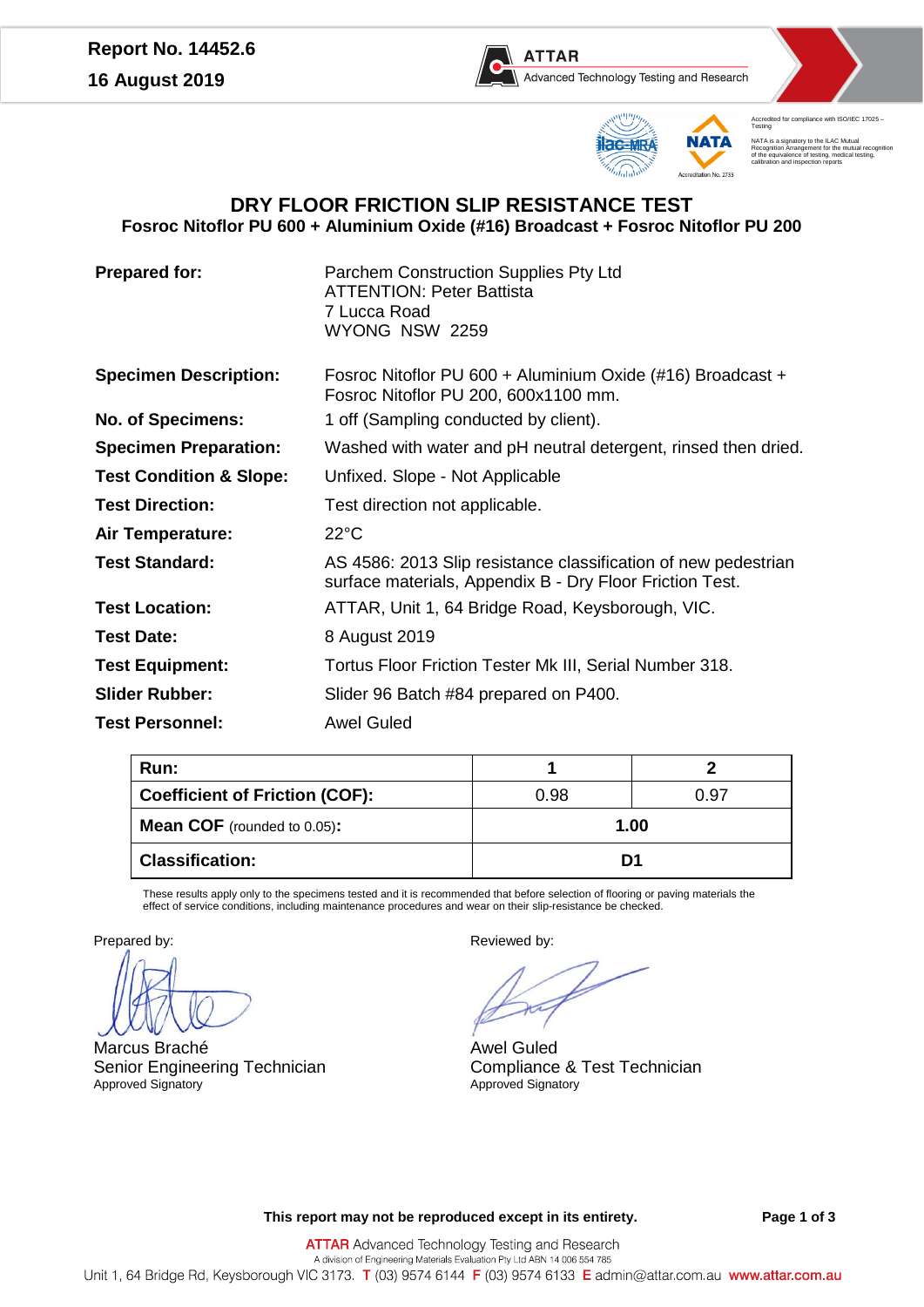**Report No. 14452.6**
**16 August 2019**

ATTAR
Advanced Technology Testing and Research

Accredited for compliance with ISO/IEC 17025 – Testing

NATA is a signatory to the ILAC Mutual Recognition Arrangement for the mutual recognition of the equivalence of testing, medical testing, calibration and inspection reports

Accreditation No. 2735

# DRY FLOOR FRICTION SLIP RESISTANCE TEST

## Fosroc Nitoflor PU 600 + Aluminium Oxide (#16) Broadcast + Fosroc Nitoflor PU 200

**Prepared for:** Parchem Construction Supplies Pty Ltd
ATTENTION: Peter Battista
7 Lucca Road
WYONG NSW 2259

**Specimen Description:** Fosroc Nitoflor PU 600 + Aluminium Oxide (#16) Broadcast + Fosroc Nitoflor PU 200, 600x1100 mm.

**No. of Specimens:** 1 off (Sampling conducted by client).

**Specimen Preparation:** Washed with water and pH neutral detergent, rinsed then dried.

**Test Condition & Slope:** Unfixed. Slope - Not Applicable

**Test Direction:** Test direction not applicable.

**Air Temperature:** 22°C

**Test Standard:** AS 4586: 2013 Slip resistance classification of new pedestrian surface materials, Appendix B - Dry Floor Friction Test.

**Test Location:** ATTAR, Unit 1, 64 Bridge Road, Keysborough, VIC.

**Test Date:** 8 August 2019

**Test Equipment:** Tortus Floor Friction Tester Mk III, Serial Number 318.

**Slider Rubber:** Slider 96 Batch #84 prepared on P400.

**Test Personnel:** Awel Guled

| **Run:** | **1** | **2** |
|---|---|---|
| **Coefficient of Friction (COF):** | 0.98 | 0.97 |
| **Mean COF** (rounded to 0.05)**:** | **1.00** | |
| **Classification:** | **D1** | |

These results apply only to the specimens tested and it is recommended that before selection of flooring or paving materials the effect of service conditions, including maintenance procedures and wear on their slip-resistance be checked.

Prepared by:

Marcus Braché
Senior Engineering Technician
Approved Signatory

Reviewed by:

Awel Guled
Compliance & Test Technician
Approved Signatory

**This report may not be reproduced except in its entirety.**

ATTAR Advanced Technology Testing and Research
A division of Engineering Materials Evaluation Pty Ltd ABN 14 006 554 785
Unit 1, 64 Bridge Rd, Keysborough VIC 3173. T (03) 9574 6144 F (03) 9574 6133 E admin@attar.com.au www.attar.com.au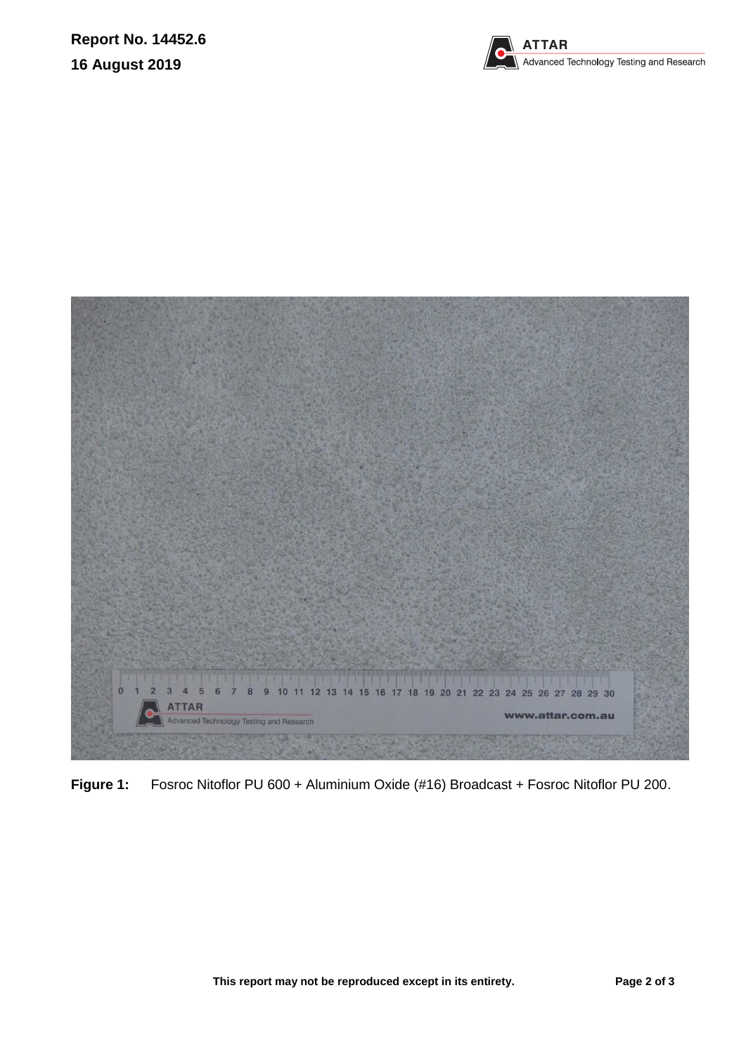**Figure 1:** Fosroc Nitoflor PU 600 + Aluminium Oxide (#16) Broadcast + Fosroc Nitoflor PU 200.

**This report may not be reproduced except in its entirety.**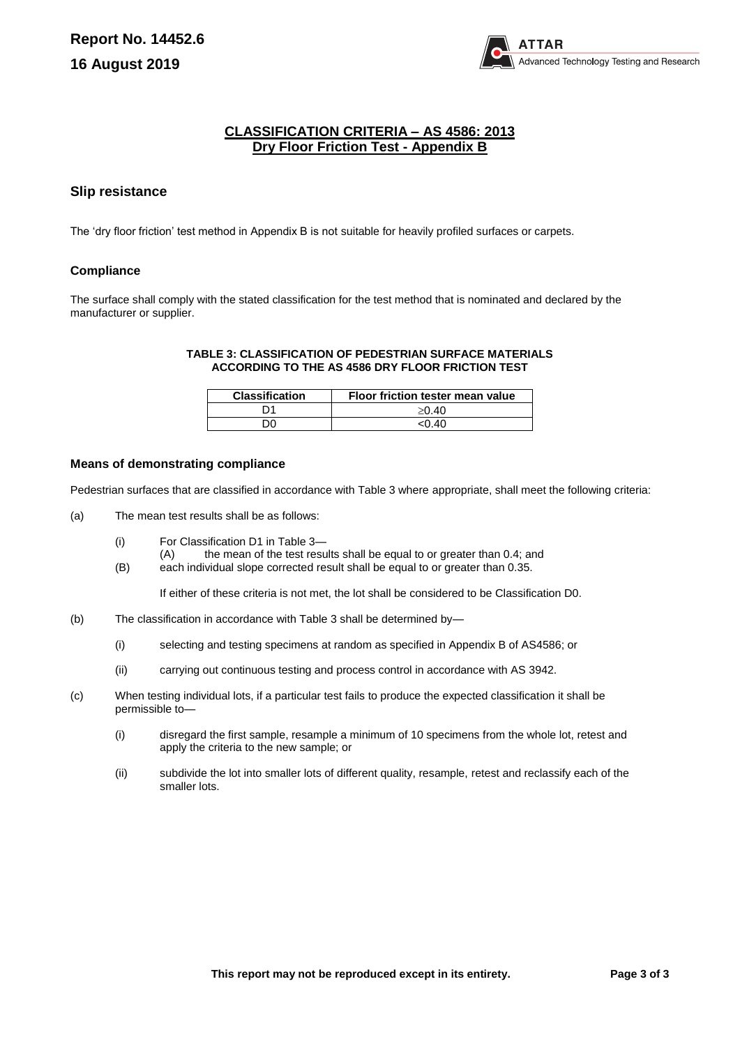## CLASSIFICATION CRITERIA – AS 4586: 2013
## Dry Floor Friction Test - Appendix B

### Slip resistance

The 'dry floor friction' test method in Appendix B is not suitable for heavily profiled surfaces or carpets.

#### Compliance

The surface shall comply with the stated classification for the test method that is nominated and declared by the manufacturer or supplier.

**TABLE 3: CLASSIFICATION OF PEDESTRIAN SURFACE MATERIALS ACCORDING TO THE AS 4586 DRY FLOOR FRICTION TEST**

| Classification | Floor friction tester mean value |
|---|---|
| D1 | ≥0.40 |
| D0 | <0.40 |

#### Means of demonstrating compliance

Pedestrian surfaces that are classified in accordance with Table 3 where appropriate, shall meet the following criteria:

(a) The mean test results shall be as follows:

(i) For Classification D1 in Table 3—

(A) the mean of the test results shall be equal to or greater than 0.4; and

(B) each individual slope corrected result shall be equal to or greater than 0.35.

If either of these criteria is not met, the lot shall be considered to be Classification D0.

(b) The classification in accordance with Table 3 shall be determined by—

(i) selecting and testing specimens at random as specified in Appendix B of AS4586; or

(ii) carrying out continuous testing and process control in accordance with AS 3942.

(c) When testing individual lots, if a particular test fails to produce the expected classification it shall be permissible to—

(i) disregard the first sample, resample a minimum of 10 specimens from the whole lot, retest and apply the criteria to the new sample; or

(ii) subdivide the lot into smaller lots of different quality, resample, retest and reclassify each of the smaller lots.

**This report may not be reproduced except in its entirety.**